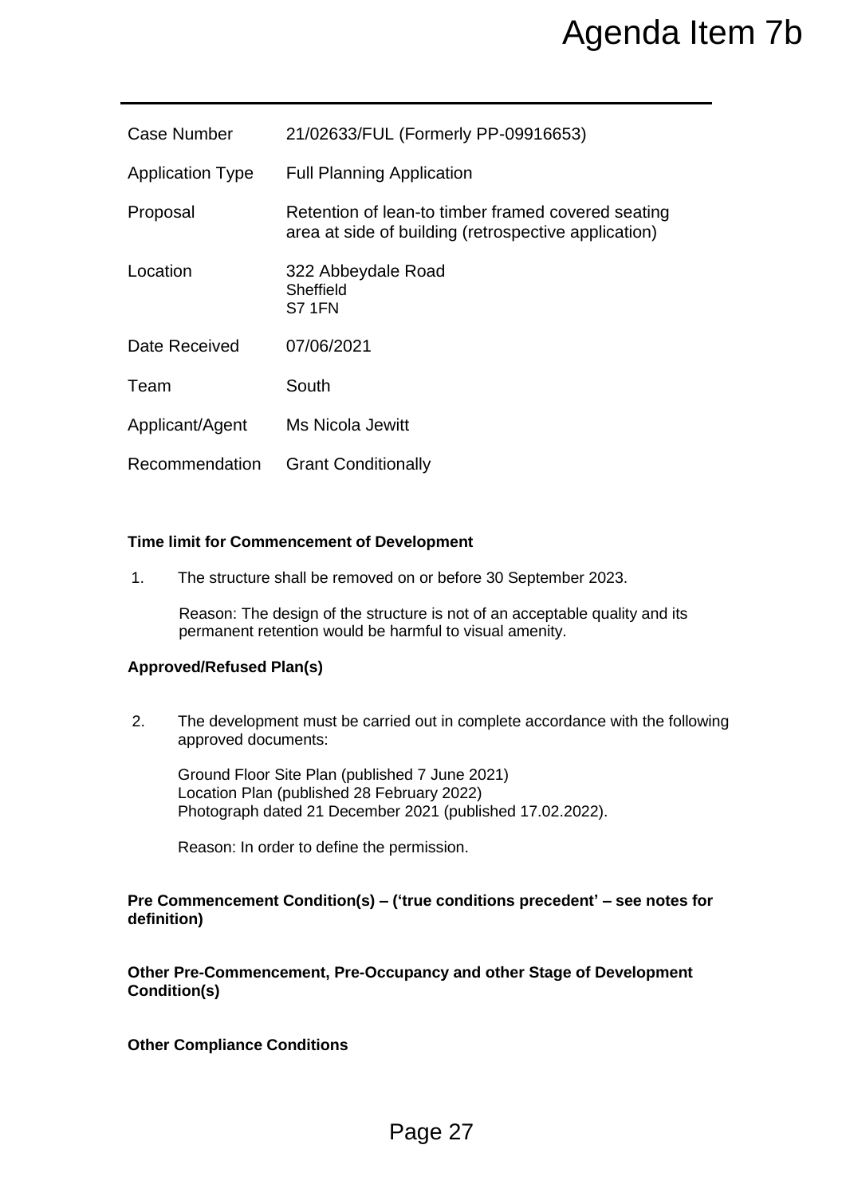# Agenda Item 7b

| | |
|---|---|
| Case Number | 21/02633/FUL (Formerly PP-09916653) |
| Application Type | Full Planning Application |
| Proposal | Retention of lean-to timber framed covered seating area at side of building (retrospective application) |
| Location | 322 Abbeydale Road<br>Sheffield<br>S7 1FN |
| Date Received | 07/06/2021 |
| Team | South |
| Applicant/Agent | Ms Nicola Jewitt |
| Recommendation | Grant Conditionally |

**Time limit for Commencement of Development**

1. The structure shall be removed on or before 30 September 2023.

   Reason: The design of the structure is not of an acceptable quality and its permanent retention would be harmful to visual amenity.

**Approved/Refused Plan(s)**

2. The development must be carried out in complete accordance with the following approved documents:

   Ground Floor Site Plan (published 7 June 2021)
   Location Plan (published 28 February 2022)
   Photograph dated 21 December 2021 (published 17.02.2022).

   Reason: In order to define the permission.

**Pre Commencement Condition(s) – ('true conditions precedent' – see notes for definition)**

**Other Pre-Commencement, Pre-Occupancy and other Stage of Development Condition(s)**

**Other Compliance Conditions**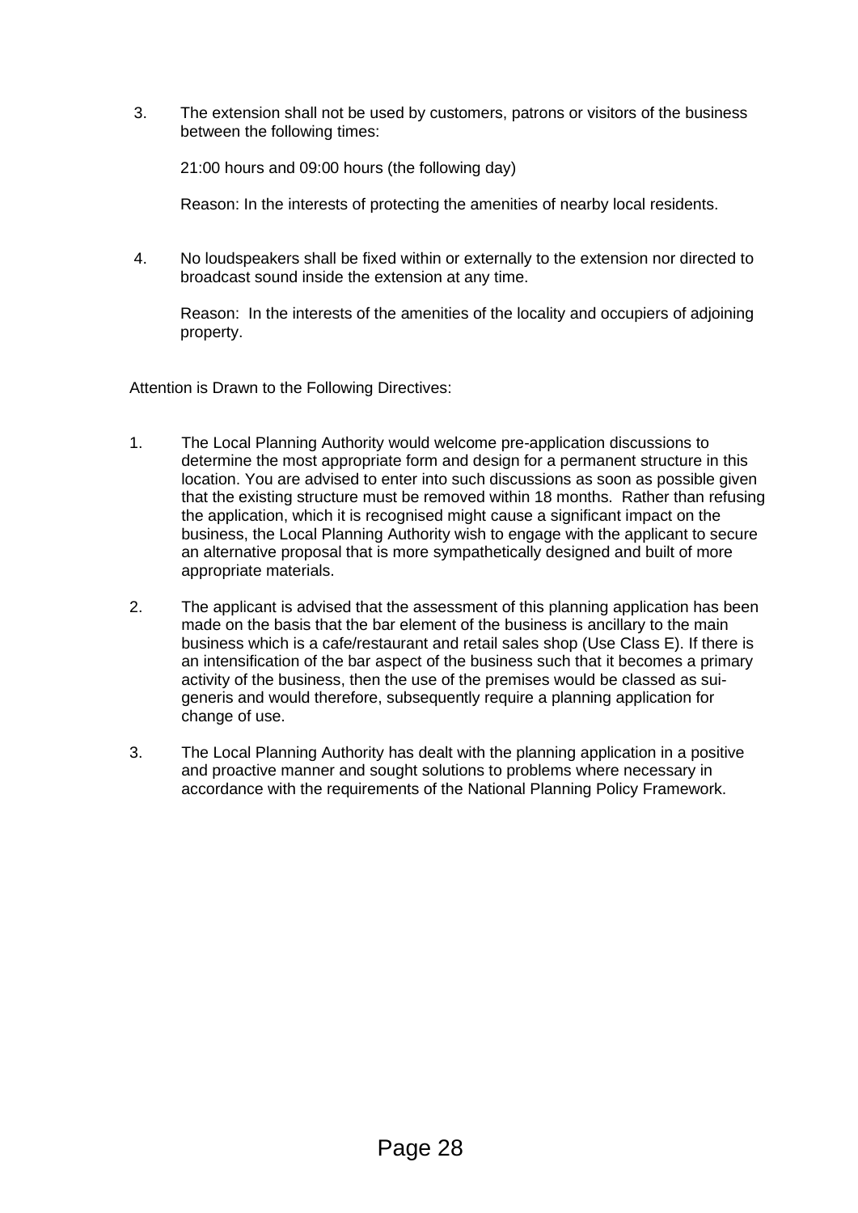3. The extension shall not be used by customers, patrons or visitors of the business between the following times:

   21:00 hours and 09:00 hours (the following day)

   Reason: In the interests of protecting the amenities of nearby local residents.

4. No loudspeakers shall be fixed within or externally to the extension nor directed to broadcast sound inside the extension at any time.

   Reason: In the interests of the amenities of the locality and occupiers of adjoining property.

Attention is Drawn to the Following Directives:

1. The Local Planning Authority would welcome pre-application discussions to determine the most appropriate form and design for a permanent structure in this location. You are advised to enter into such discussions as soon as possible given that the existing structure must be removed within 18 months. Rather than refusing the application, which it is recognised might cause a significant impact on the business, the Local Planning Authority wish to engage with the applicant to secure an alternative proposal that is more sympathetically designed and built of more appropriate materials.

2. The applicant is advised that the assessment of this planning application has been made on the basis that the bar element of the business is ancillary to the main business which is a cafe/restaurant and retail sales shop (Use Class E). If there is an intensification of the bar aspect of the business such that it becomes a primary activity of the business, then the use of the premises would be classed as sui-generis and would therefore, subsequently require a planning application for change of use.

3. The Local Planning Authority has dealt with the planning application in a positive and proactive manner and sought solutions to problems where necessary in accordance with the requirements of the National Planning Policy Framework.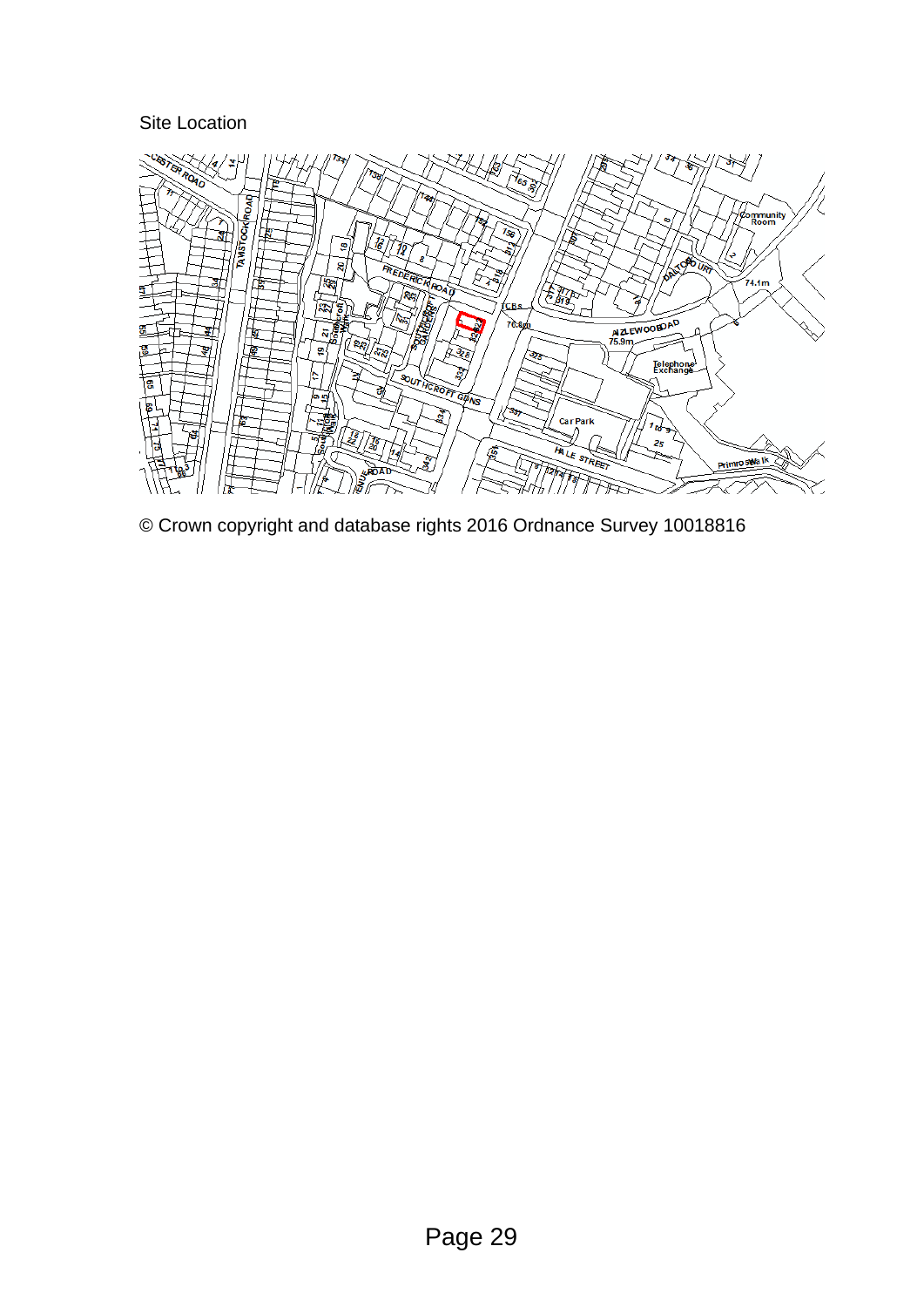Site Location

© Crown copyright and database rights 2016 Ordnance Survey 10018816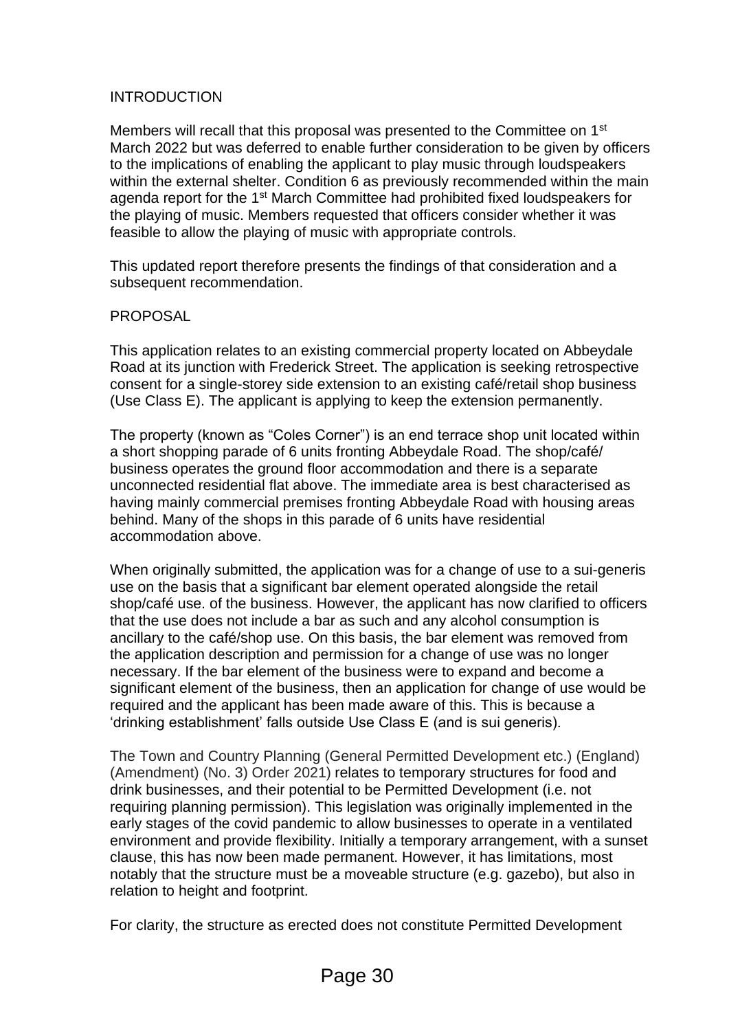## INTRODUCTION

Members will recall that this proposal was presented to the Committee on 1st March 2022 but was deferred to enable further consideration to be given by officers to the implications of enabling the applicant to play music through loudspeakers within the external shelter. Condition 6 as previously recommended within the main agenda report for the 1st March Committee had prohibited fixed loudspeakers for the playing of music. Members requested that officers consider whether it was feasible to allow the playing of music with appropriate controls.

This updated report therefore presents the findings of that consideration and a subsequent recommendation.

## PROPOSAL

This application relates to an existing commercial property located on Abbeydale Road at its junction with Frederick Street. The application is seeking retrospective consent for a single-storey side extension to an existing café/retail shop business (Use Class E). The applicant is applying to keep the extension permanently.

The property (known as "Coles Corner") is an end terrace shop unit located within a short shopping parade of 6 units fronting Abbeydale Road. The shop/café/ business operates the ground floor accommodation and there is a separate unconnected residential flat above. The immediate area is best characterised as having mainly commercial premises fronting Abbeydale Road with housing areas behind. Many of the shops in this parade of 6 units have residential accommodation above.

When originally submitted, the application was for a change of use to a sui-generis use on the basis that a significant bar element operated alongside the retail shop/café use. of the business. However, the applicant has now clarified to officers that the use does not include a bar as such and any alcohol consumption is ancillary to the café/shop use. On this basis, the bar element was removed from the application description and permission for a change of use was no longer necessary. If the bar element of the business were to expand and become a significant element of the business, then an application for change of use would be required and the applicant has been made aware of this. This is because a 'drinking establishment' falls outside Use Class E (and is sui generis).

The Town and Country Planning (General Permitted Development etc.) (England) (Amendment) (No. 3) Order 2021) relates to temporary structures for food and drink businesses, and their potential to be Permitted Development (i.e. not requiring planning permission). This legislation was originally implemented in the early stages of the covid pandemic to allow businesses to operate in a ventilated environment and provide flexibility. Initially a temporary arrangement, with a sunset clause, this has now been made permanent. However, it has limitations, most notably that the structure must be a moveable structure (e.g. gazebo), but also in relation to height and footprint.

For clarity, the structure as erected does not constitute Permitted Development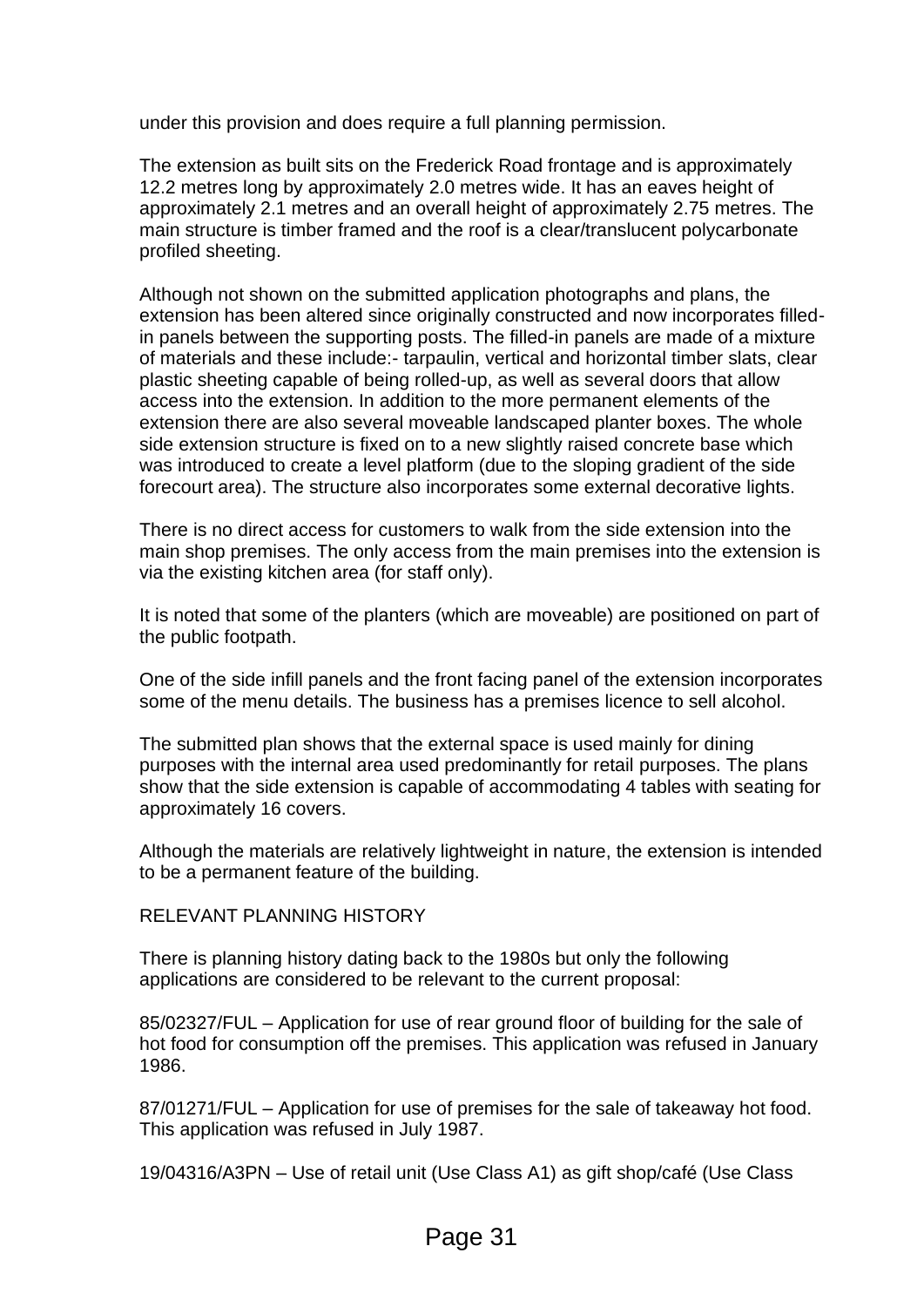under this provision and does require a full planning permission.

The extension as built sits on the Frederick Road frontage and is approximately 12.2 metres long by approximately 2.0 metres wide. It has an eaves height of approximately 2.1 metres and an overall height of approximately 2.75 metres. The main structure is timber framed and the roof is a clear/translucent polycarbonate profiled sheeting.

Although not shown on the submitted application photographs and plans, the extension has been altered since originally constructed and now incorporates filled-in panels between the supporting posts. The filled-in panels are made of a mixture of materials and these include:- tarpaulin, vertical and horizontal timber slats, clear plastic sheeting capable of being rolled-up, as well as several doors that allow access into the extension. In addition to the more permanent elements of the extension there are also several moveable landscaped planter boxes. The whole side extension structure is fixed on to a new slightly raised concrete base which was introduced to create a level platform (due to the sloping gradient of the side forecourt area). The structure also incorporates some external decorative lights.

There is no direct access for customers to walk from the side extension into the main shop premises. The only access from the main premises into the extension is via the existing kitchen area (for staff only).

It is noted that some of the planters (which are moveable) are positioned on part of the public footpath.

One of the side infill panels and the front facing panel of the extension incorporates some of the menu details. The business has a premises licence to sell alcohol.

The submitted plan shows that the external space is used mainly for dining purposes with the internal area used predominantly for retail purposes. The plans show that the side extension is capable of accommodating 4 tables with seating for approximately 16 covers.

Although the materials are relatively lightweight in nature, the extension is intended to be a permanent feature of the building.

RELEVANT PLANNING HISTORY

There is planning history dating back to the 1980s but only the following applications are considered to be relevant to the current proposal:

85/02327/FUL – Application for use of rear ground floor of building for the sale of hot food for consumption off the premises. This application was refused in January 1986.

87/01271/FUL – Application for use of premises for the sale of takeaway hot food. This application was refused in July 1987.

19/04316/A3PN – Use of retail unit (Use Class A1) as gift shop/café (Use Class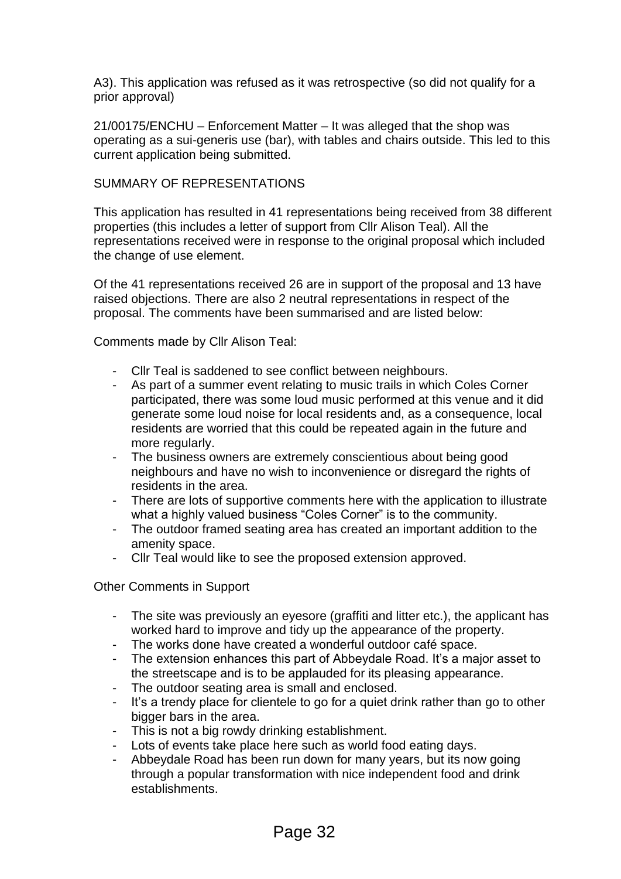A3). This application was refused as it was retrospective (so did not qualify for a prior approval)

21/00175/ENCHU – Enforcement Matter – It was alleged that the shop was operating as a sui-generis use (bar), with tables and chairs outside. This led to this current application being submitted.

SUMMARY OF REPRESENTATIONS

This application has resulted in 41 representations being received from 38 different properties (this includes a letter of support from Cllr Alison Teal). All the representations received were in response to the original proposal which included the change of use element.

Of the 41 representations received 26 are in support of the proposal and 13 have raised objections. There are also 2 neutral representations in respect of the proposal. The comments have been summarised and are listed below:

Comments made by Cllr Alison Teal:

- Cllr Teal is saddened to see conflict between neighbours.
- As part of a summer event relating to music trails in which Coles Corner participated, there was some loud music performed at this venue and it did generate some loud noise for local residents and, as a consequence, local residents are worried that this could be repeated again in the future and more regularly.
- The business owners are extremely conscientious about being good neighbours and have no wish to inconvenience or disregard the rights of residents in the area.
- There are lots of supportive comments here with the application to illustrate what a highly valued business "Coles Corner" is to the community.
- The outdoor framed seating area has created an important addition to the amenity space.
- Cllr Teal would like to see the proposed extension approved.

Other Comments in Support

- The site was previously an eyesore (graffiti and litter etc.), the applicant has worked hard to improve and tidy up the appearance of the property.
- The works done have created a wonderful outdoor café space.
- The extension enhances this part of Abbeydale Road. It's a major asset to the streetscape and is to be applauded for its pleasing appearance.
- The outdoor seating area is small and enclosed.
- It's a trendy place for clientele to go for a quiet drink rather than go to other bigger bars in the area.
- This is not a big rowdy drinking establishment.
- Lots of events take place here such as world food eating days.
- Abbeydale Road has been run down for many years, but its now going through a popular transformation with nice independent food and drink establishments.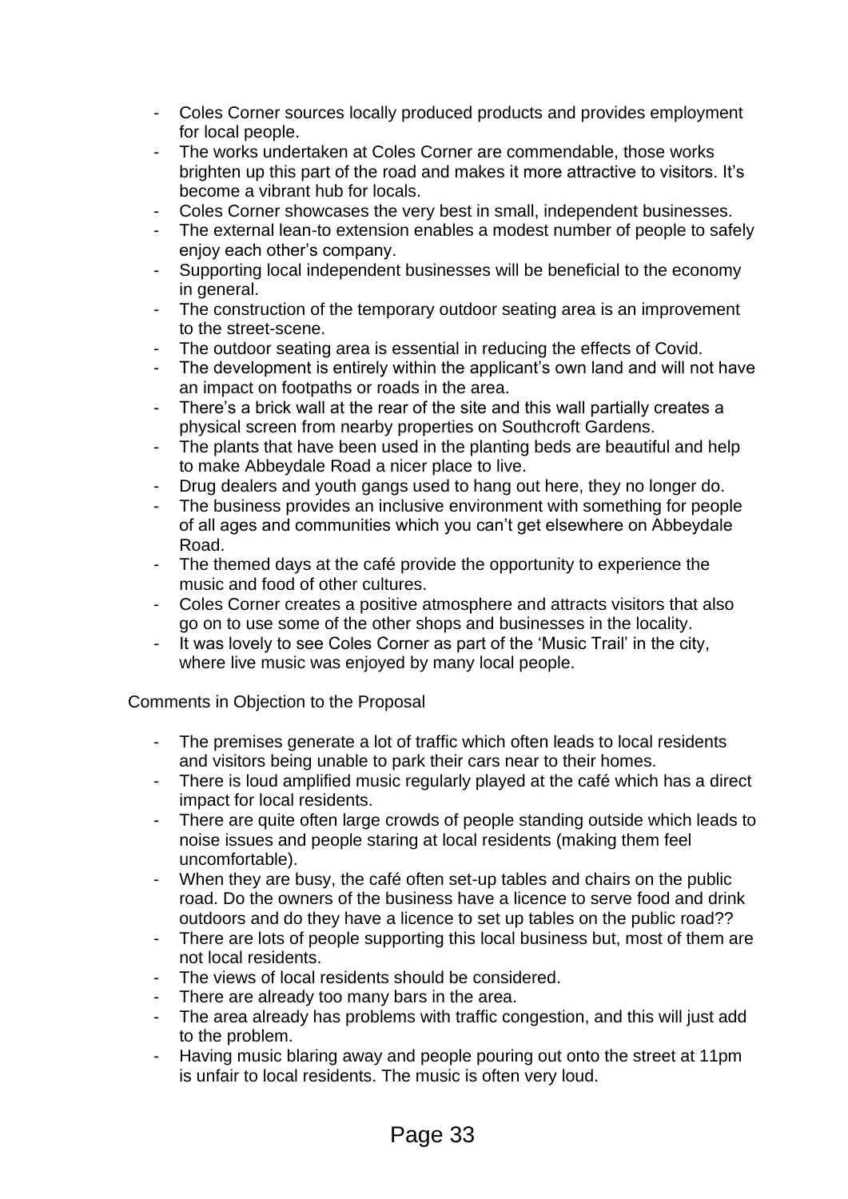- Coles Corner sources locally produced products and provides employment for local people.
- The works undertaken at Coles Corner are commendable, those works brighten up this part of the road and makes it more attractive to visitors. It's become a vibrant hub for locals.
- Coles Corner showcases the very best in small, independent businesses.
- The external lean-to extension enables a modest number of people to safely enjoy each other's company.
- Supporting local independent businesses will be beneficial to the economy in general.
- The construction of the temporary outdoor seating area is an improvement to the street-scene.
- The outdoor seating area is essential in reducing the effects of Covid.
- The development is entirely within the applicant's own land and will not have an impact on footpaths or roads in the area.
- There's a brick wall at the rear of the site and this wall partially creates a physical screen from nearby properties on Southcroft Gardens.
- The plants that have been used in the planting beds are beautiful and help to make Abbeydale Road a nicer place to live.
- Drug dealers and youth gangs used to hang out here, they no longer do.
- The business provides an inclusive environment with something for people of all ages and communities which you can't get elsewhere on Abbeydale Road.
- The themed days at the café provide the opportunity to experience the music and food of other cultures.
- Coles Corner creates a positive atmosphere and attracts visitors that also go on to use some of the other shops and businesses in the locality.
- It was lovely to see Coles Corner as part of the 'Music Trail' in the city, where live music was enjoyed by many local people.

Comments in Objection to the Proposal

- The premises generate a lot of traffic which often leads to local residents and visitors being unable to park their cars near to their homes.
- There is loud amplified music regularly played at the café which has a direct impact for local residents.
- There are quite often large crowds of people standing outside which leads to noise issues and people staring at local residents (making them feel uncomfortable).
- When they are busy, the café often set-up tables and chairs on the public road. Do the owners of the business have a licence to serve food and drink outdoors and do they have a licence to set up tables on the public road??
- There are lots of people supporting this local business but, most of them are not local residents.
- The views of local residents should be considered.
- There are already too many bars in the area.
- The area already has problems with traffic congestion, and this will just add to the problem.
- Having music blaring away and people pouring out onto the street at 11pm is unfair to local residents. The music is often very loud.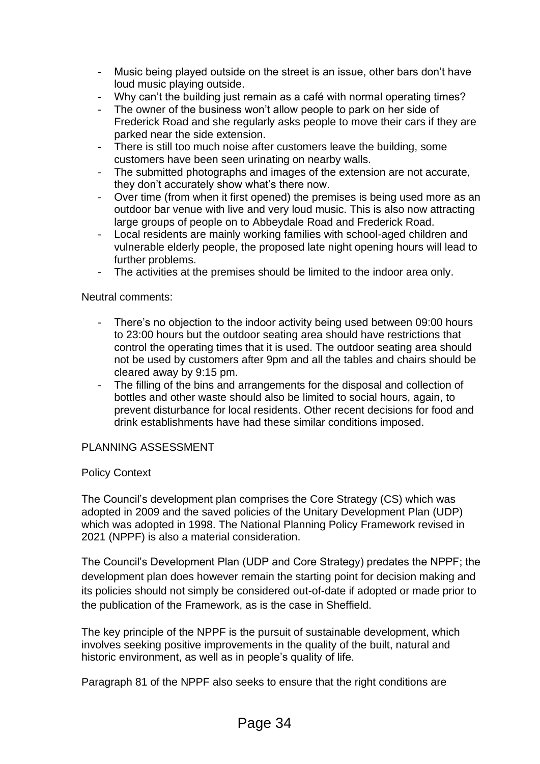- Music being played outside on the street is an issue, other bars don't have loud music playing outside.
- Why can't the building just remain as a café with normal operating times?
- The owner of the business won't allow people to park on her side of Frederick Road and she regularly asks people to move their cars if they are parked near the side extension.
- There is still too much noise after customers leave the building, some customers have been seen urinating on nearby walls.
- The submitted photographs and images of the extension are not accurate, they don't accurately show what's there now.
- Over time (from when it first opened) the premises is being used more as an outdoor bar venue with live and very loud music. This is also now attracting large groups of people on to Abbeydale Road and Frederick Road.
- Local residents are mainly working families with school-aged children and vulnerable elderly people, the proposed late night opening hours will lead to further problems.
- The activities at the premises should be limited to the indoor area only.

Neutral comments:

- There's no objection to the indoor activity being used between 09:00 hours to 23:00 hours but the outdoor seating area should have restrictions that control the operating times that it is used. The outdoor seating area should not be used by customers after 9pm and all the tables and chairs should be cleared away by 9:15 pm.
- The filling of the bins and arrangements for the disposal and collection of bottles and other waste should also be limited to social hours, again, to prevent disturbance for local residents. Other recent decisions for food and drink establishments have had these similar conditions imposed.

## PLANNING ASSESSMENT

### Policy Context

The Council's development plan comprises the Core Strategy (CS) which was adopted in 2009 and the saved policies of the Unitary Development Plan (UDP) which was adopted in 1998. The National Planning Policy Framework revised in 2021 (NPPF) is also a material consideration.

The Council's Development Plan (UDP and Core Strategy) predates the NPPF; the development plan does however remain the starting point for decision making and its policies should not simply be considered out-of-date if adopted or made prior to the publication of the Framework, as is the case in Sheffield.

The key principle of the NPPF is the pursuit of sustainable development, which involves seeking positive improvements in the quality of the built, natural and historic environment, as well as in people's quality of life.

Paragraph 81 of the NPPF also seeks to ensure that the right conditions are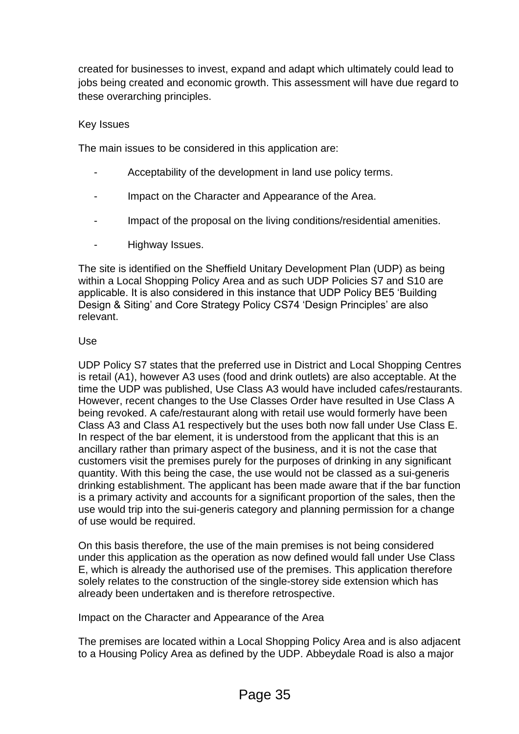created for businesses to invest, expand and adapt which ultimately could lead to jobs being created and economic growth. This assessment will have due regard to these overarching principles.

Key Issues

The main issues to be considered in this application are:

- Acceptability of the development in land use policy terms.
- Impact on the Character and Appearance of the Area.
- Impact of the proposal on the living conditions/residential amenities.
- Highway Issues.

The site is identified on the Sheffield Unitary Development Plan (UDP) as being within a Local Shopping Policy Area and as such UDP Policies S7 and S10 are applicable. It is also considered in this instance that UDP Policy BE5 'Building Design & Siting' and Core Strategy Policy CS74 'Design Principles' are also relevant.

Use

UDP Policy S7 states that the preferred use in District and Local Shopping Centres is retail (A1), however A3 uses (food and drink outlets) are also acceptable. At the time the UDP was published, Use Class A3 would have included cafes/restaurants. However, recent changes to the Use Classes Order have resulted in Use Class A being revoked. A cafe/restaurant along with retail use would formerly have been Class A3 and Class A1 respectively but the uses both now fall under Use Class E. In respect of the bar element, it is understood from the applicant that this is an ancillary rather than primary aspect of the business, and it is not the case that customers visit the premises purely for the purposes of drinking in any significant quantity. With this being the case, the use would not be classed as a sui-generis drinking establishment. The applicant has been made aware that if the bar function is a primary activity and accounts for a significant proportion of the sales, then the use would trip into the sui-generis category and planning permission for a change of use would be required.

On this basis therefore, the use of the main premises is not being considered under this application as the operation as now defined would fall under Use Class E, which is already the authorised use of the premises. This application therefore solely relates to the construction of the single-storey side extension which has already been undertaken and is therefore retrospective.

Impact on the Character and Appearance of the Area

The premises are located within a Local Shopping Policy Area and is also adjacent to a Housing Policy Area as defined by the UDP. Abbeydale Road is also a major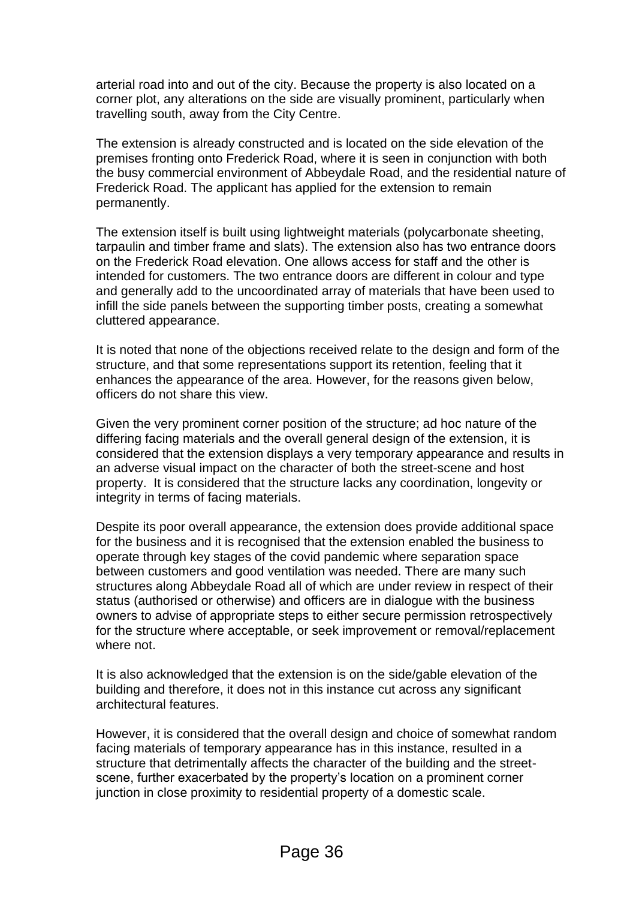arterial road into and out of the city. Because the property is also located on a corner plot, any alterations on the side are visually prominent, particularly when travelling south, away from the City Centre.

The extension is already constructed and is located on the side elevation of the premises fronting onto Frederick Road, where it is seen in conjunction with both the busy commercial environment of Abbeydale Road, and the residential nature of Frederick Road. The applicant has applied for the extension to remain permanently.

The extension itself is built using lightweight materials (polycarbonate sheeting, tarpaulin and timber frame and slats). The extension also has two entrance doors on the Frederick Road elevation. One allows access for staff and the other is intended for customers. The two entrance doors are different in colour and type and generally add to the uncoordinated array of materials that have been used to infill the side panels between the supporting timber posts, creating a somewhat cluttered appearance.

It is noted that none of the objections received relate to the design and form of the structure, and that some representations support its retention, feeling that it enhances the appearance of the area. However, for the reasons given below, officers do not share this view.

Given the very prominent corner position of the structure; ad hoc nature of the differing facing materials and the overall general design of the extension, it is considered that the extension displays a very temporary appearance and results in an adverse visual impact on the character of both the street-scene and host property. It is considered that the structure lacks any coordination, longevity or integrity in terms of facing materials.

Despite its poor overall appearance, the extension does provide additional space for the business and it is recognised that the extension enabled the business to operate through key stages of the covid pandemic where separation space between customers and good ventilation was needed. There are many such structures along Abbeydale Road all of which are under review in respect of their status (authorised or otherwise) and officers are in dialogue with the business owners to advise of appropriate steps to either secure permission retrospectively for the structure where acceptable, or seek improvement or removal/replacement where not.

It is also acknowledged that the extension is on the side/gable elevation of the building and therefore, it does not in this instance cut across any significant architectural features.

However, it is considered that the overall design and choice of somewhat random facing materials of temporary appearance has in this instance, resulted in a structure that detrimentally affects the character of the building and the street-scene, further exacerbated by the property's location on a prominent corner junction in close proximity to residential property of a domestic scale.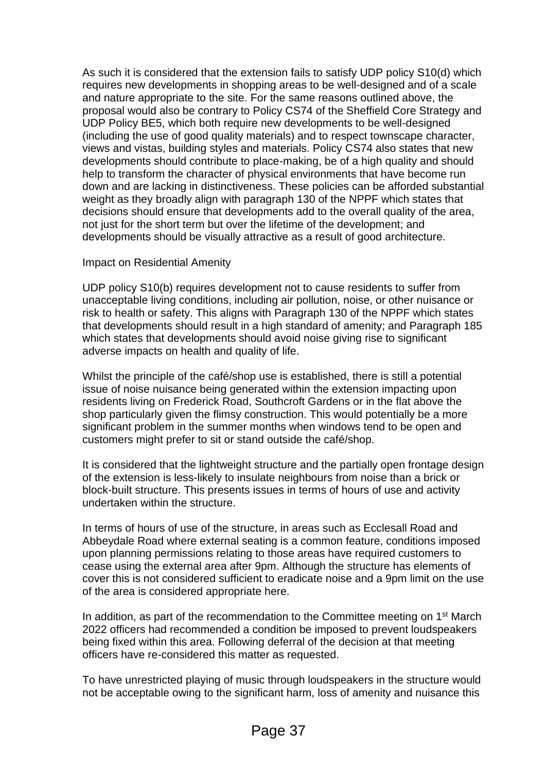As such it is considered that the extension fails to satisfy UDP policy S10(d) which requires new developments in shopping areas to be well-designed and of a scale and nature appropriate to the site. For the same reasons outlined above, the proposal would also be contrary to Policy CS74 of the Sheffield Core Strategy and UDP Policy BE5, which both require new developments to be well-designed (including the use of good quality materials) and to respect townscape character, views and vistas, building styles and materials. Policy CS74 also states that new developments should contribute to place-making, be of a high quality and should help to transform the character of physical environments that have become run down and are lacking in distinctiveness. These policies can be afforded substantial weight as they broadly align with paragraph 130 of the NPPF which states that decisions should ensure that developments add to the overall quality of the area, not just for the short term but over the lifetime of the development; and developments should be visually attractive as a result of good architecture.

Impact on Residential Amenity

UDP policy S10(b) requires development not to cause residents to suffer from unacceptable living conditions, including air pollution, noise, or other nuisance or risk to health or safety. This aligns with Paragraph 130 of the NPPF which states that developments should result in a high standard of amenity; and Paragraph 185 which states that developments should avoid noise giving rise to significant adverse impacts on health and quality of life.

Whilst the principle of the café/shop use is established, there is still a potential issue of noise nuisance being generated within the extension impacting upon residents living on Frederick Road, Southcroft Gardens or in the flat above the shop particularly given the flimsy construction. This would potentially be a more significant problem in the summer months when windows tend to be open and customers might prefer to sit or stand outside the café/shop.

It is considered that the lightweight structure and the partially open frontage design of the extension is less-likely to insulate neighbours from noise than a brick or block-built structure. This presents issues in terms of hours of use and activity undertaken within the structure.

In terms of hours of use of the structure, in areas such as Ecclesall Road and Abbeydale Road where external seating is a common feature, conditions imposed upon planning permissions relating to those areas have required customers to cease using the external area after 9pm. Although the structure has elements of cover this is not considered sufficient to eradicate noise and a 9pm limit on the use of the area is considered appropriate here.

In addition, as part of the recommendation to the Committee meeting on 1st March 2022 officers had recommended a condition be imposed to prevent loudspeakers being fixed within this area. Following deferral of the decision at that meeting officers have re-considered this matter as requested.

To have unrestricted playing of music through loudspeakers in the structure would not be acceptable owing to the significant harm, loss of amenity and nuisance this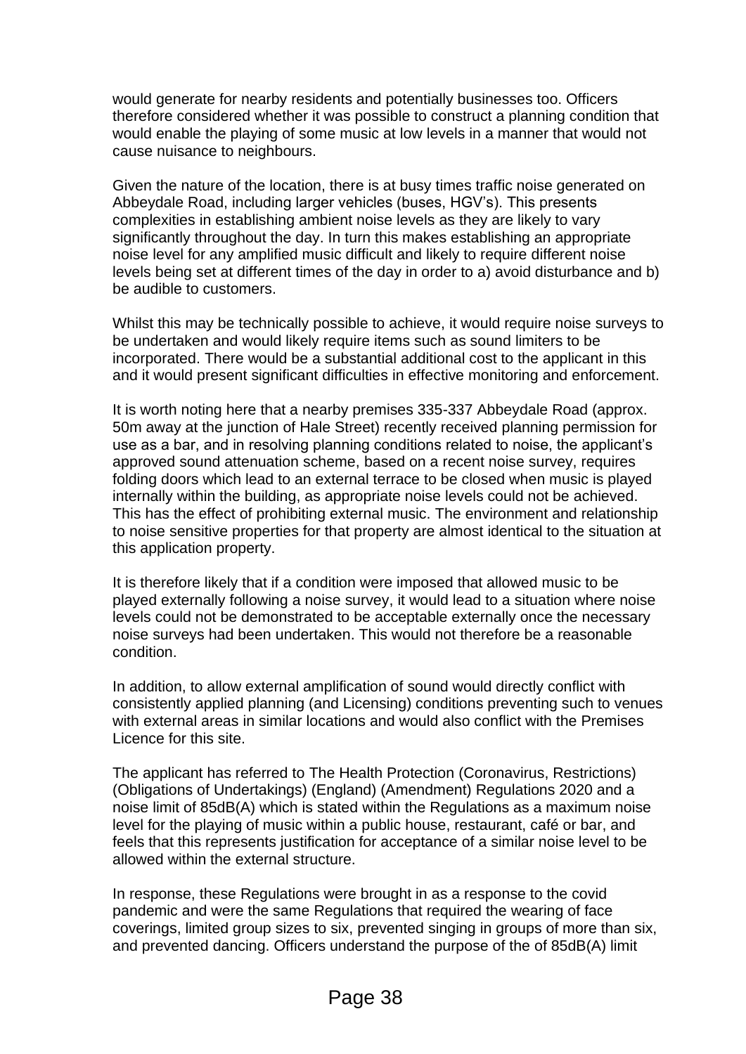would generate for nearby residents and potentially businesses too. Officers therefore considered whether it was possible to construct a planning condition that would enable the playing of some music at low levels in a manner that would not cause nuisance to neighbours.

Given the nature of the location, there is at busy times traffic noise generated on Abbeydale Road, including larger vehicles (buses, HGV's). This presents complexities in establishing ambient noise levels as they are likely to vary significantly throughout the day. In turn this makes establishing an appropriate noise level for any amplified music difficult and likely to require different noise levels being set at different times of the day in order to a) avoid disturbance and b) be audible to customers.

Whilst this may be technically possible to achieve, it would require noise surveys to be undertaken and would likely require items such as sound limiters to be incorporated. There would be a substantial additional cost to the applicant in this and it would present significant difficulties in effective monitoring and enforcement.

It is worth noting here that a nearby premises 335-337 Abbeydale Road (approx. 50m away at the junction of Hale Street) recently received planning permission for use as a bar, and in resolving planning conditions related to noise, the applicant's approved sound attenuation scheme, based on a recent noise survey, requires folding doors which lead to an external terrace to be closed when music is played internally within the building, as appropriate noise levels could not be achieved. This has the effect of prohibiting external music. The environment and relationship to noise sensitive properties for that property are almost identical to the situation at this application property.

It is therefore likely that if a condition were imposed that allowed music to be played externally following a noise survey, it would lead to a situation where noise levels could not be demonstrated to be acceptable externally once the necessary noise surveys had been undertaken. This would not therefore be a reasonable condition.

In addition, to allow external amplification of sound would directly conflict with consistently applied planning (and Licensing) conditions preventing such to venues with external areas in similar locations and would also conflict with the Premises Licence for this site.

The applicant has referred to The Health Protection (Coronavirus, Restrictions) (Obligations of Undertakings) (England) (Amendment) Regulations 2020 and a noise limit of 85dB(A) which is stated within the Regulations as a maximum noise level for the playing of music within a public house, restaurant, café or bar, and feels that this represents justification for acceptance of a similar noise level to be allowed within the external structure.

In response, these Regulations were brought in as a response to the covid pandemic and were the same Regulations that required the wearing of face coverings, limited group sizes to six, prevented singing in groups of more than six, and prevented dancing. Officers understand the purpose of the of 85dB(A) limit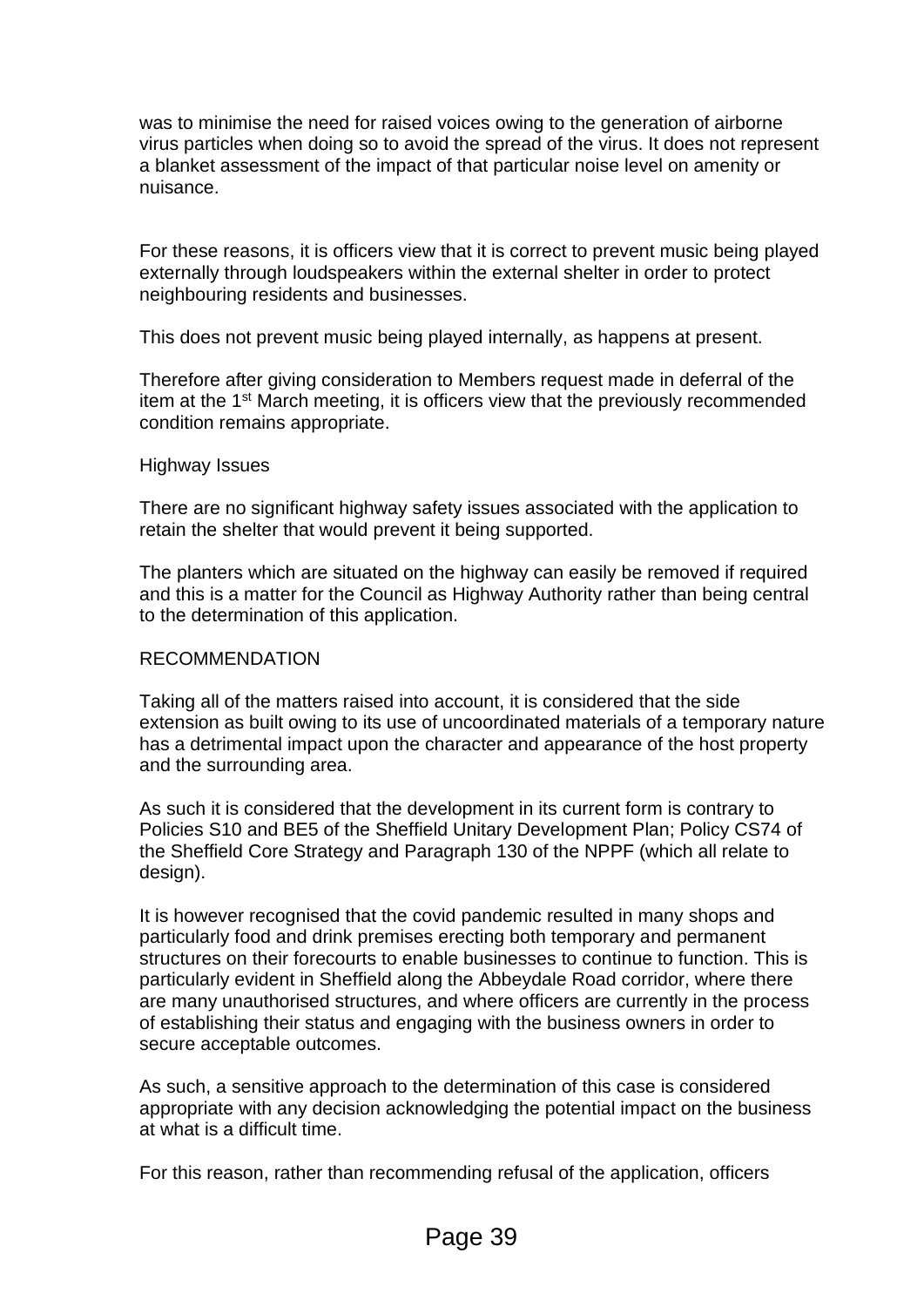was to minimise the need for raised voices owing to the generation of airborne virus particles when doing so to avoid the spread of the virus. It does not represent a blanket assessment of the impact of that particular noise level on amenity or nuisance.

For these reasons, it is officers view that it is correct to prevent music being played externally through loudspeakers within the external shelter in order to protect neighbouring residents and businesses.

This does not prevent music being played internally, as happens at present.

Therefore after giving consideration to Members request made in deferral of the item at the 1st March meeting, it is officers view that the previously recommended condition remains appropriate.

Highway Issues

There are no significant highway safety issues associated with the application to retain the shelter that would prevent it being supported.

The planters which are situated on the highway can easily be removed if required and this is a matter for the Council as Highway Authority rather than being central to the determination of this application.

RECOMMENDATION

Taking all of the matters raised into account, it is considered that the side extension as built owing to its use of uncoordinated materials of a temporary nature has a detrimental impact upon the character and appearance of the host property and the surrounding area.

As such it is considered that the development in its current form is contrary to Policies S10 and BE5 of the Sheffield Unitary Development Plan; Policy CS74 of the Sheffield Core Strategy and Paragraph 130 of the NPPF (which all relate to design).

It is however recognised that the covid pandemic resulted in many shops and particularly food and drink premises erecting both temporary and permanent structures on their forecourts to enable businesses to continue to function. This is particularly evident in Sheffield along the Abbeydale Road corridor, where there are many unauthorised structures, and where officers are currently in the process of establishing their status and engaging with the business owners in order to secure acceptable outcomes.

As such, a sensitive approach to the determination of this case is considered appropriate with any decision acknowledging the potential impact on the business at what is a difficult time.

For this reason, rather than recommending refusal of the application, officers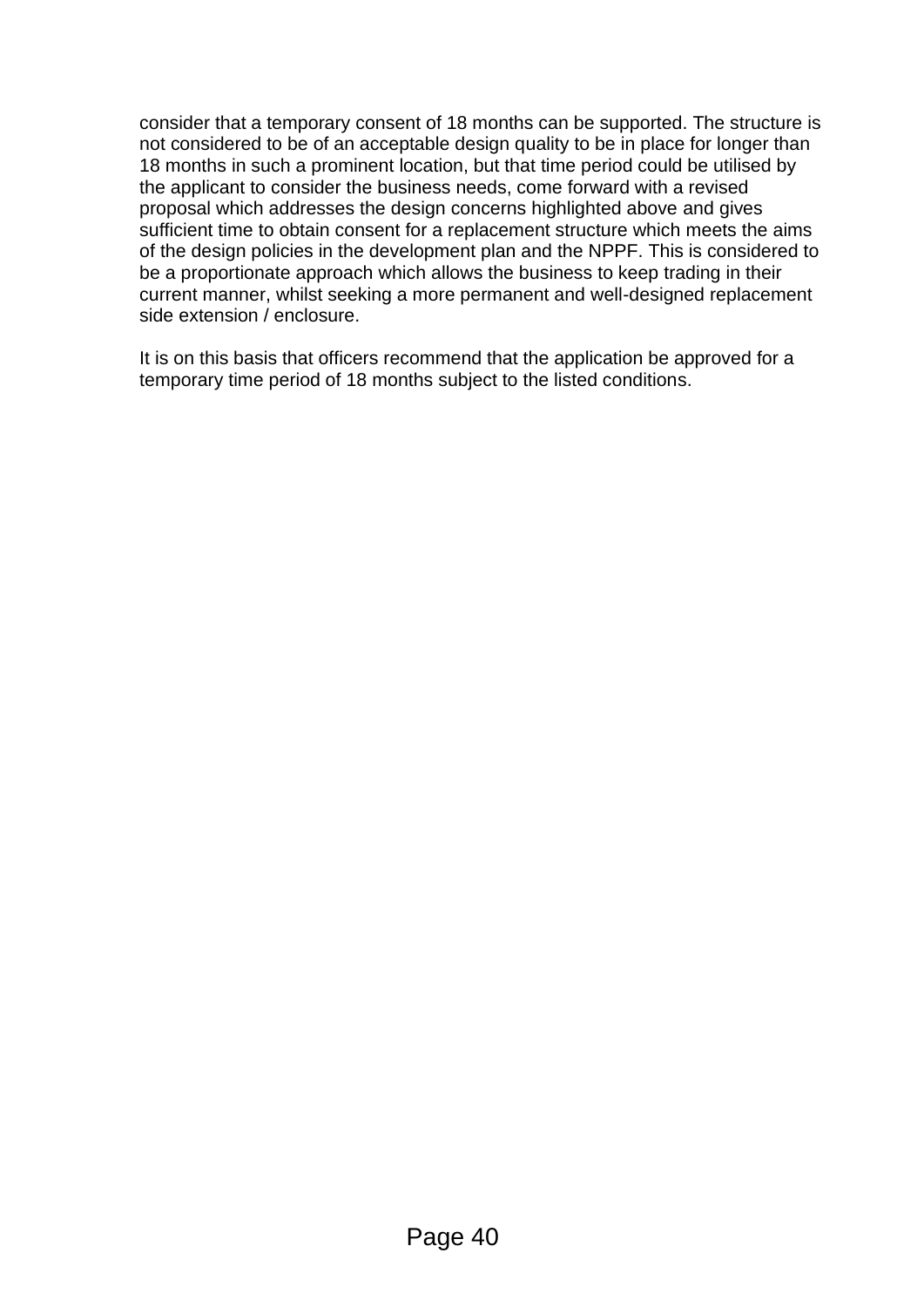consider that a temporary consent of 18 months can be supported. The structure is not considered to be of an acceptable design quality to be in place for longer than 18 months in such a prominent location, but that time period could be utilised by the applicant to consider the business needs, come forward with a revised proposal which addresses the design concerns highlighted above and gives sufficient time to obtain consent for a replacement structure which meets the aims of the design policies in the development plan and the NPPF. This is considered to be a proportionate approach which allows the business to keep trading in their current manner, whilst seeking a more permanent and well-designed replacement side extension / enclosure.

It is on this basis that officers recommend that the application be approved for a temporary time period of 18 months subject to the listed conditions.